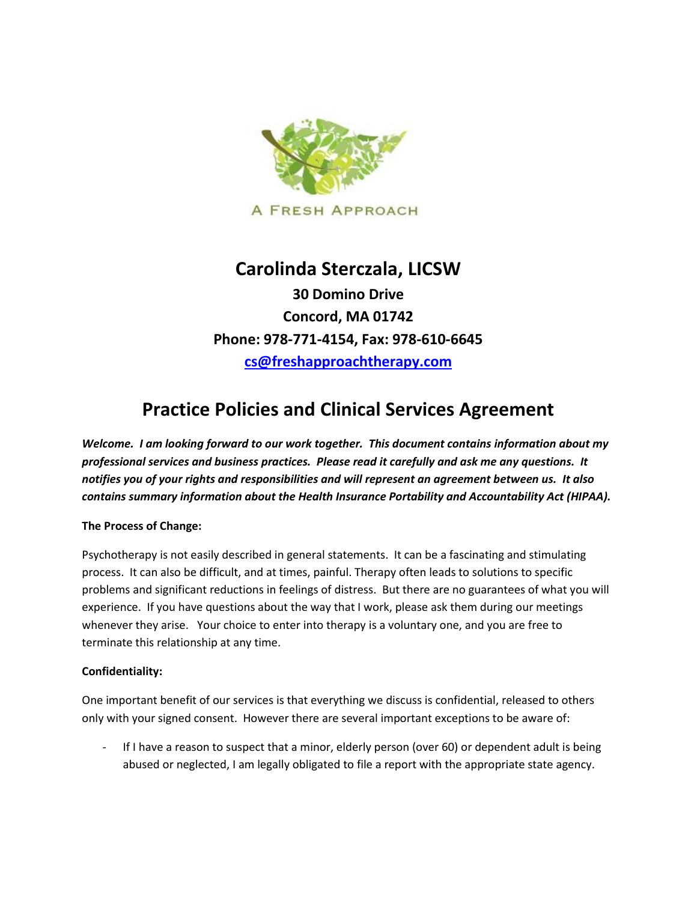A FRESH APPROACH

# Carolinda Sterczala, LICSW

**30 Domino Drive**
**Concord, MA 01742**
**Phone: 978-771-4154, Fax: 978-610-6645**
**cs@freshapproachtherapy.com**

# Practice Policies and Clinical Services Agreement

***Welcome. I am looking forward to our work together. This document contains information about my professional services and business practices. Please read it carefully and ask me any questions. It notifies you of your rights and responsibilities and will represent an agreement between us. It also contains summary information about the Health Insurance Portability and Accountability Act (HIPAA).***

**The Process of Change:**

Psychotherapy is not easily described in general statements. It can be a fascinating and stimulating process. It can also be difficult, and at times, painful. Therapy often leads to solutions to specific problems and significant reductions in feelings of distress. But there are no guarantees of what you will experience. If you have questions about the way that I work, please ask them during our meetings whenever they arise. Your choice to enter into therapy is a voluntary one, and you are free to terminate this relationship at any time.

**Confidentiality:**

One important benefit of our services is that everything we discuss is confidential, released to others only with your signed consent. However there are several important exceptions to be aware of:

- If I have a reason to suspect that a minor, elderly person (over 60) or dependent adult is being abused or neglected, I am legally obligated to file a report with the appropriate state agency.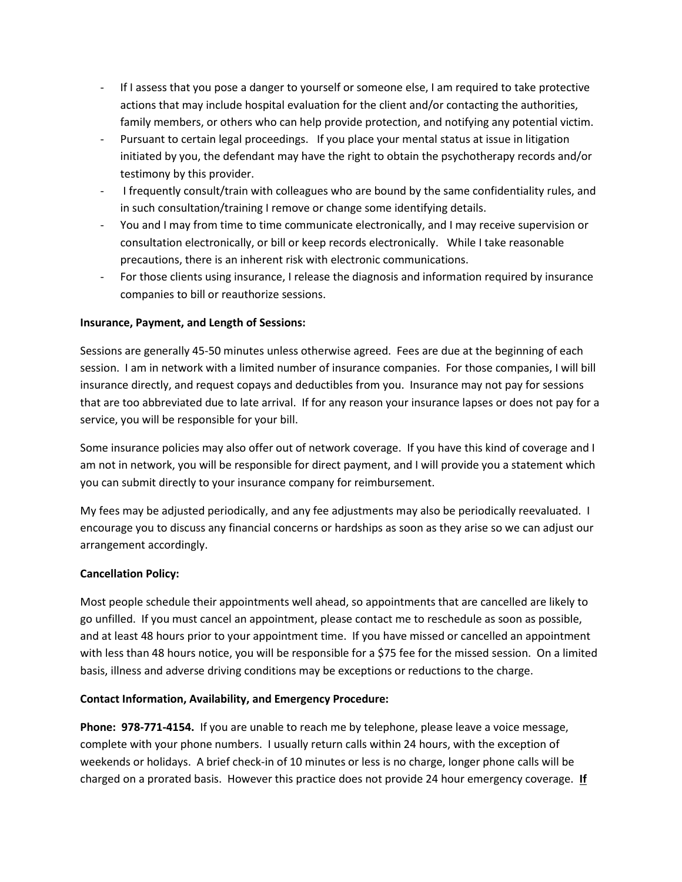- If I assess that you pose a danger to yourself or someone else, I am required to take protective actions that may include hospital evaluation for the client and/or contacting the authorities, family members, or others who can help provide protection, and notifying any potential victim.
- Pursuant to certain legal proceedings. If you place your mental status at issue in litigation initiated by you, the defendant may have the right to obtain the psychotherapy records and/or testimony by this provider.
- I frequently consult/train with colleagues who are bound by the same confidentiality rules, and in such consultation/training I remove or change some identifying details.
- You and I may from time to time communicate electronically, and I may receive supervision or consultation electronically, or bill or keep records electronically. While I take reasonable precautions, there is an inherent risk with electronic communications.
- For those clients using insurance, I release the diagnosis and information required by insurance companies to bill or reauthorize sessions.

**Insurance, Payment, and Length of Sessions:**

Sessions are generally 45-50 minutes unless otherwise agreed. Fees are due at the beginning of each session. I am in network with a limited number of insurance companies. For those companies, I will bill insurance directly, and request copays and deductibles from you. Insurance may not pay for sessions that are too abbreviated due to late arrival. If for any reason your insurance lapses or does not pay for a service, you will be responsible for your bill.

Some insurance policies may also offer out of network coverage. If you have this kind of coverage and I am not in network, you will be responsible for direct payment, and I will provide you a statement which you can submit directly to your insurance company for reimbursement.

My fees may be adjusted periodically, and any fee adjustments may also be periodically reevaluated. I encourage you to discuss any financial concerns or hardships as soon as they arise so we can adjust our arrangement accordingly.

**Cancellation Policy:**

Most people schedule their appointments well ahead, so appointments that are cancelled are likely to go unfilled. If you must cancel an appointment, please contact me to reschedule as soon as possible, and at least 48 hours prior to your appointment time. If you have missed or cancelled an appointment with less than 48 hours notice, you will be responsible for a $75 fee for the missed session. On a limited basis, illness and adverse driving conditions may be exceptions or reductions to the charge.

**Contact Information, Availability, and Emergency Procedure:**

**Phone: 978-771-4154.** If you are unable to reach me by telephone, please leave a voice message, complete with your phone numbers. I usually return calls within 24 hours, with the exception of weekends or holidays. A brief check-in of 10 minutes or less is no charge, longer phone calls will be charged on a prorated basis. However this practice does not provide 24 hour emergency coverage. **<u>If</u>**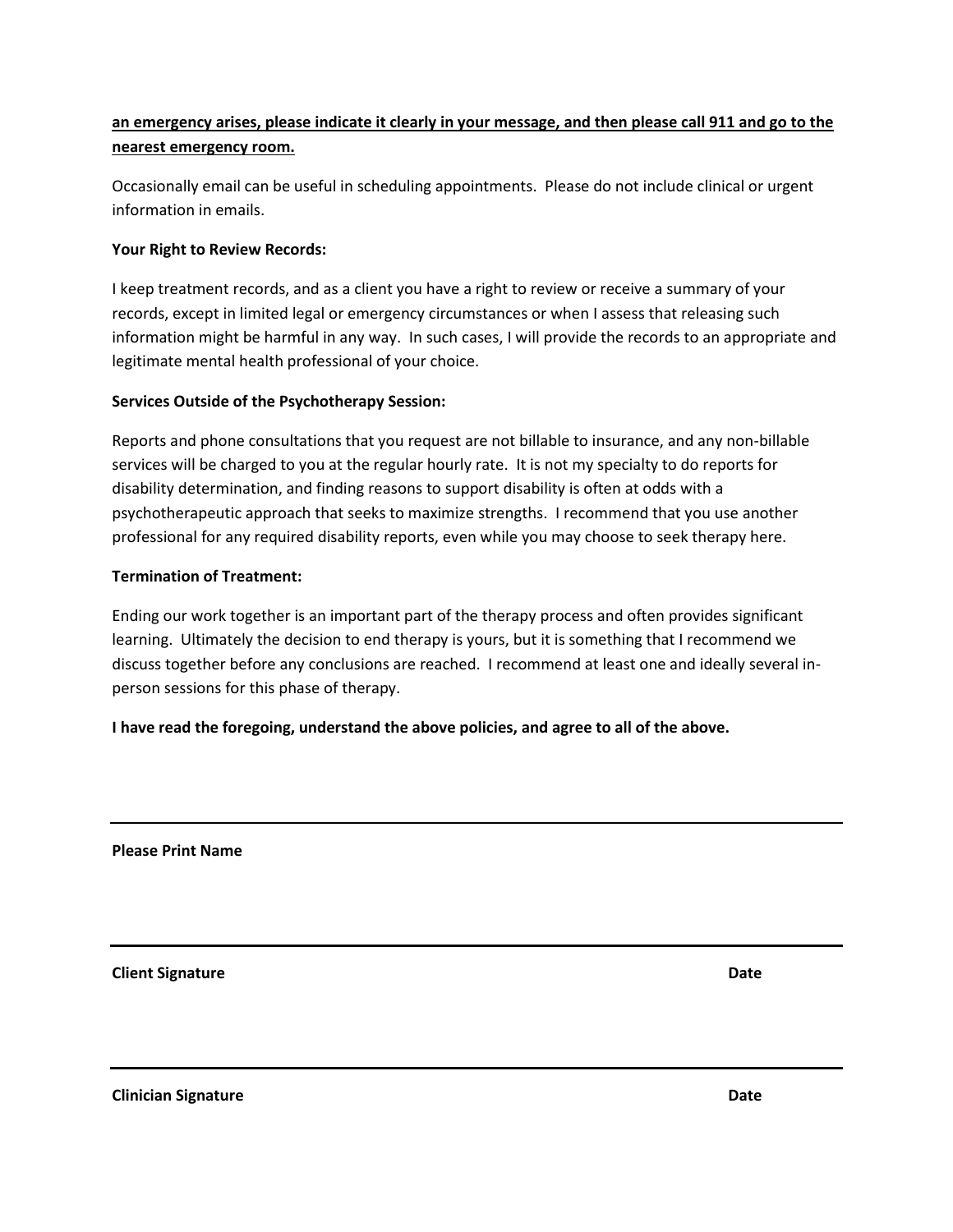**<u>an emergency arises, please indicate it clearly in your message, and then please call 911 and go to the nearest emergency room.</u>**

Occasionally email can be useful in scheduling appointments. Please do not include clinical or urgent information in emails.

**Your Right to Review Records:**

I keep treatment records, and as a client you have a right to review or receive a summary of your records, except in limited legal or emergency circumstances or when I assess that releasing such information might be harmful in any way. In such cases, I will provide the records to an appropriate and legitimate mental health professional of your choice.

**Services Outside of the Psychotherapy Session:**

Reports and phone consultations that you request are not billable to insurance, and any non-billable services will be charged to you at the regular hourly rate. It is not my specialty to do reports for disability determination, and finding reasons to support disability is often at odds with a psychotherapeutic approach that seeks to maximize strengths. I recommend that you use another professional for any required disability reports, even while you may choose to seek therapy here.

**Termination of Treatment:**

Ending our work together is an important part of the therapy process and often provides significant learning. Ultimately the decision to end therapy is yours, but it is something that I recommend we discuss together before any conclusions are reached. I recommend at least one and ideally several in-person sessions for this phase of therapy.

**I have read the foregoing, understand the above policies, and agree to all of the above.**

---

**Please Print Name**

---

**Client Signature** **Date**

---

**Clinician Signature** **Date**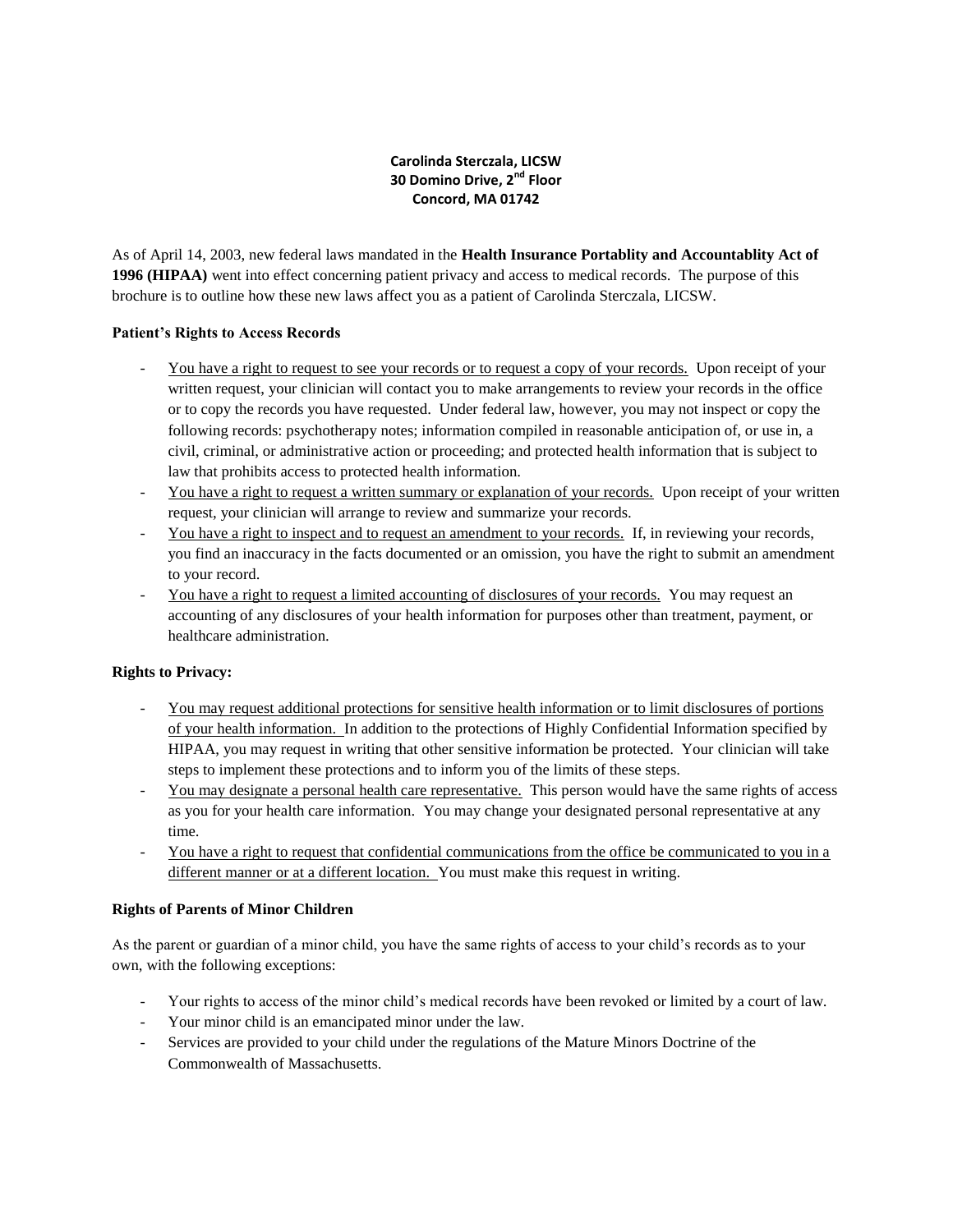**Carolinda Sterczala, LICSW**
**30 Domino Drive, 2nd Floor**
**Concord, MA 01742**

As of April 14, 2003, new federal laws mandated in the **Health Insurance Portablity and Accountablity Act of 1996 (HIPAA)** went into effect concerning patient privacy and access to medical records. The purpose of this brochure is to outline how these new laws affect you as a patient of Carolinda Sterczala, LICSW.

**Patient's Rights to Access Records**

- <u>You have a right to request to see your records or to request a copy of your records.</u> Upon receipt of your written request, your clinician will contact you to make arrangements to review your records in the office or to copy the records you have requested. Under federal law, however, you may not inspect or copy the following records: psychotherapy notes; information compiled in reasonable anticipation of, or use in, a civil, criminal, or administrative action or proceeding; and protected health information that is subject to law that prohibits access to protected health information.
- <u>You have a right to request a written summary or explanation of your records.</u> Upon receipt of your written request, your clinician will arrange to review and summarize your records.
- <u>You have a right to inspect and to request an amendment to your records.</u> If, in reviewing your records, you find an inaccuracy in the facts documented or an omission, you have the right to submit an amendment to your record.
- <u>You have a right to request a limited accounting of disclosures of your records.</u> You may request an accounting of any disclosures of your health information for purposes other than treatment, payment, or healthcare administration.

**Rights to Privacy:**

- <u>You may request additional protections for sensitive health information or to limit disclosures of portions of your health information.</u> In addition to the protections of Highly Confidential Information specified by HIPAA, you may request in writing that other sensitive information be protected. Your clinician will take steps to implement these protections and to inform you of the limits of these steps.
- <u>You may designate a personal health care representative.</u> This person would have the same rights of access as you for your health care information. You may change your designated personal representative at any time.
- <u>You have a right to request that confidential communications from the office be communicated to you in a different manner or at a different location.</u> You must make this request in writing.

**Rights of Parents of Minor Children**

As the parent or guardian of a minor child, you have the same rights of access to your child's records as to your own, with the following exceptions:

- Your rights to access of the minor child's medical records have been revoked or limited by a court of law.
- Your minor child is an emancipated minor under the law.
- Services are provided to your child under the regulations of the Mature Minors Doctrine of the Commonwealth of Massachusetts.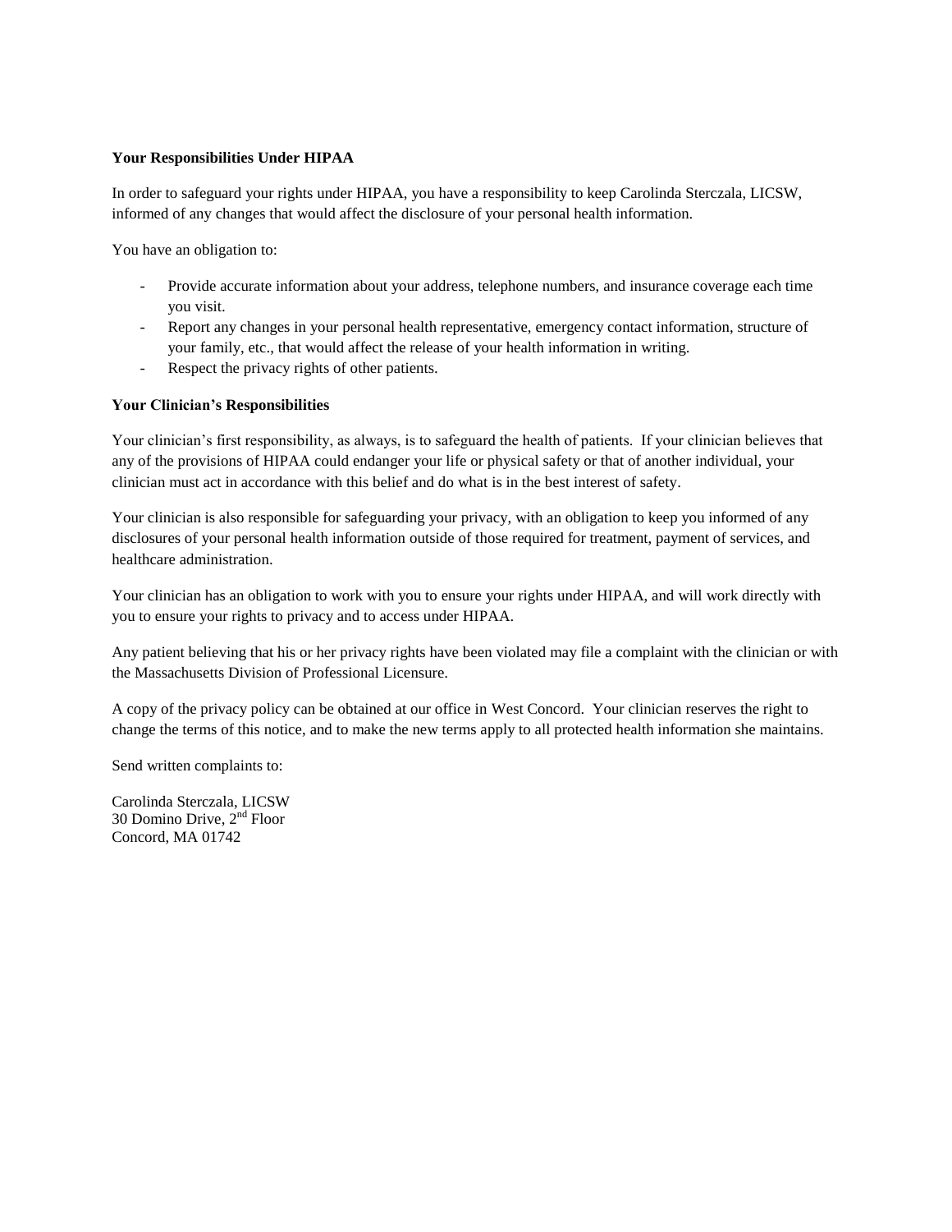**Your Responsibilities Under HIPAA**

In order to safeguard your rights under HIPAA, you have a responsibility to keep Carolinda Sterczala, LICSW, informed of any changes that would affect the disclosure of your personal health information.

You have an obligation to:

- Provide accurate information about your address, telephone numbers, and insurance coverage each time you visit.
- Report any changes in your personal health representative, emergency contact information, structure of your family, etc., that would affect the release of your health information in writing.
- Respect the privacy rights of other patients.

**Your Clinician's Responsibilities**

Your clinician's first responsibility, as always, is to safeguard the health of patients. If your clinician believes that any of the provisions of HIPAA could endanger your life or physical safety or that of another individual, your clinician must act in accordance with this belief and do what is in the best interest of safety.

Your clinician is also responsible for safeguarding your privacy, with an obligation to keep you informed of any disclosures of your personal health information outside of those required for treatment, payment of services, and healthcare administration.

Your clinician has an obligation to work with you to ensure your rights under HIPAA, and will work directly with you to ensure your rights to privacy and to access under HIPAA.

Any patient believing that his or her privacy rights have been violated may file a complaint with the clinician or with the Massachusetts Division of Professional Licensure.

A copy of the privacy policy can be obtained at our office in West Concord. Your clinician reserves the right to change the terms of this notice, and to make the new terms apply to all protected health information she maintains.

Send written complaints to:

Carolinda Sterczala, LICSW
30 Domino Drive, 2nd Floor
Concord, MA 01742